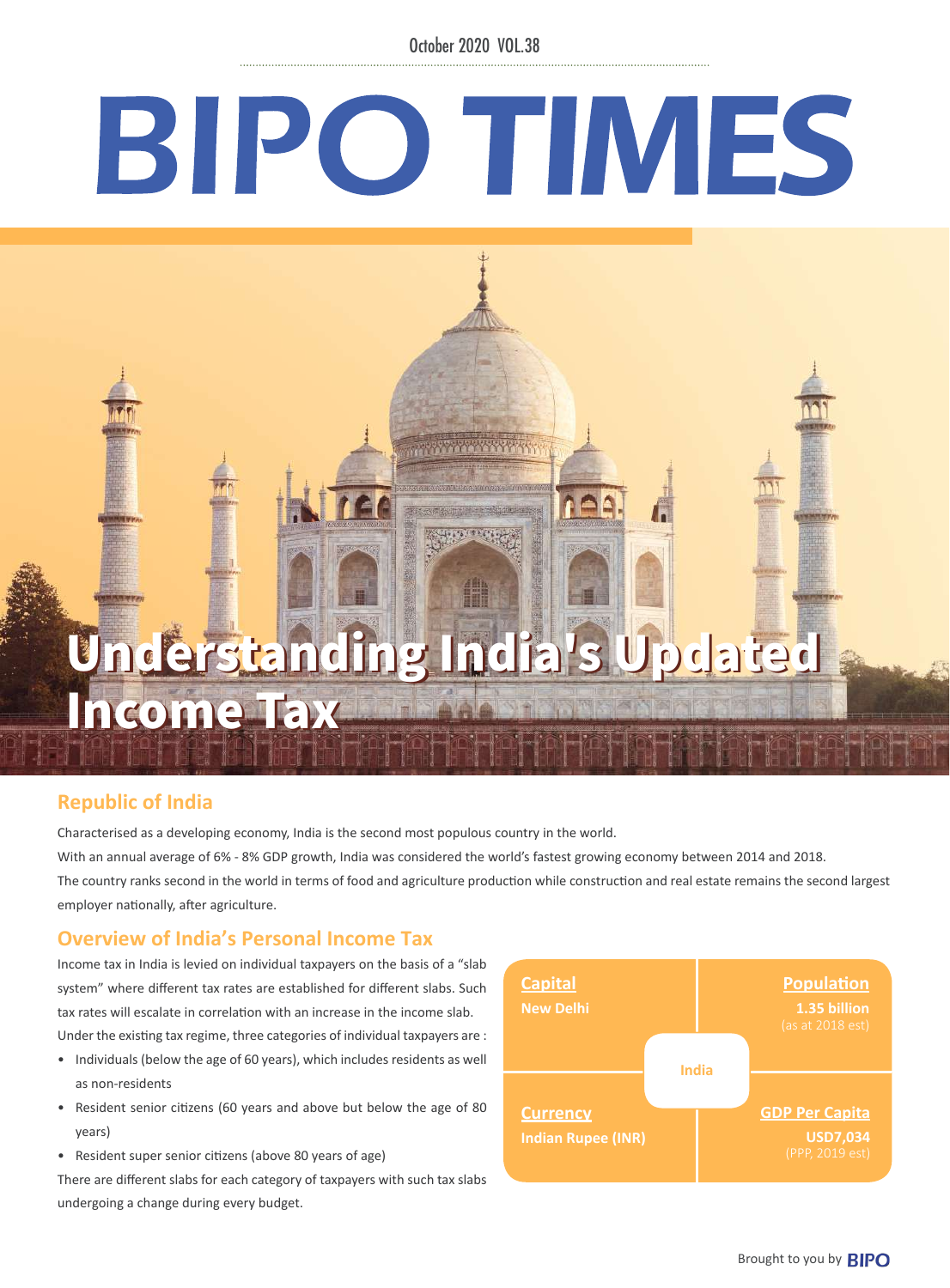October 2020 VOL.38

# BIPO TIMES

# Understanding India's Updated Income Tax

## Republic of India

Characterised as a developing economy, India is the second most populous country in the world.

With an annual average of 6% - 8% GDP growth, India was considered the world's fastest growing economy between 2014 and 2018.

The country ranks second in the world in terms of food and agriculture production while construction and real estate remains the second largest employer nationally, after agriculture.

## Overview of India's Personal Income Tax

Income tax in India is levied on individual taxpayers on the basis of a "slab system" where different tax rates are established for different slabs. Such tax rates will escalate in correlation with an increase in the income slab. Under the existing tax regime, three categories of individual taxpayers are :

- Individuals (below the age of 60 years), which includes residents as well as non-residents
- Resident senior citizens (60 years and above but below the age of 80 years)
- Resident super senior citizens (above 80 years of age)

There are different slabs for each category of taxpayers with such tax slabs undergoing a change during every budget.

**India**

| **Capital** | **Population** |
|---|---|
| New Delhi | 1.35 billion (as at 2018 est) |
| **Currency** | **GDP Per Capita** |
| Indian Rupee (INR) | USD7,034 (PPP, 2019 est) |

Brought to you by BIPO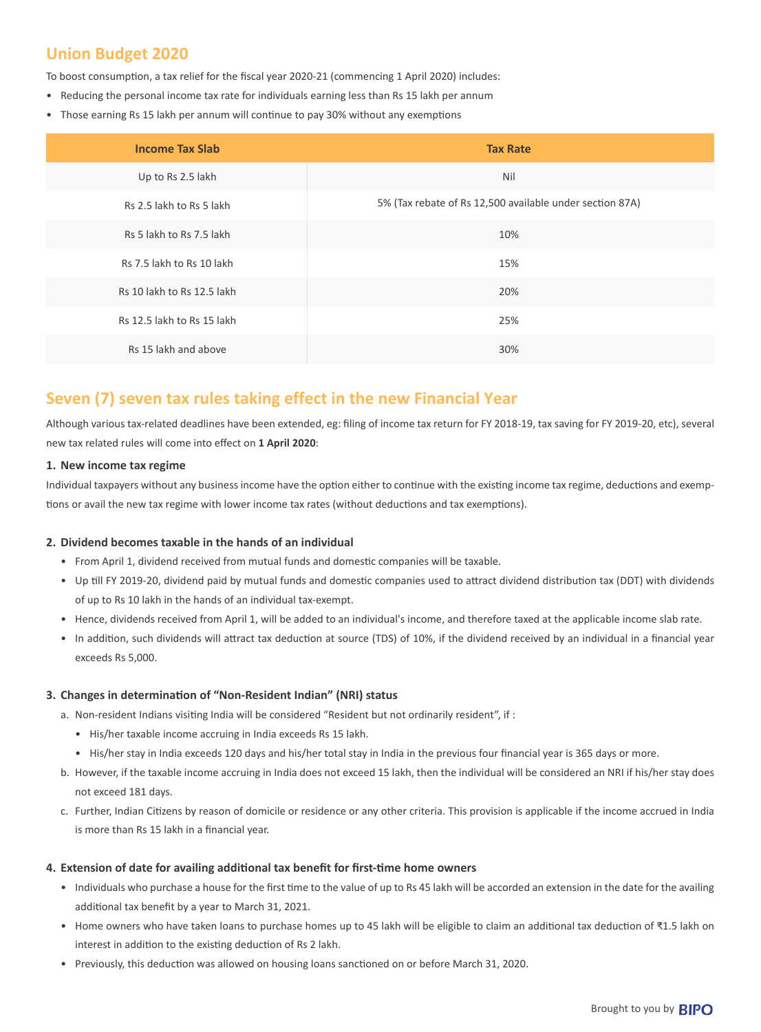## Union Budget 2020

To boost consumption, a tax relief for the fiscal year 2020-21 (commencing 1 April 2020) includes:

- Reducing the personal income tax rate for individuals earning less than Rs 15 lakh per annum
- Those earning Rs 15 lakh per annum will continue to pay 30% without any exemptions

| Income Tax Slab | Tax Rate |
|---|---|
| Up to Rs 2.5 lakh | Nil |
| Rs 2.5 lakh to Rs 5 lakh | 5% (Tax rebate of Rs 12,500 available under section 87A) |
| Rs 5 lakh to Rs 7.5 lakh | 10% |
| Rs 7.5 lakh to Rs 10 lakh | 15% |
| Rs 10 lakh to Rs 12.5 lakh | 20% |
| Rs 12.5 lakh to Rs 15 lakh | 25% |
| Rs 15 lakh and above | 30% |

## Seven (7) seven tax rules taking effect in the new Financial Year

Although various tax-related deadlines have been extended, eg: filing of income tax return for FY 2018-19, tax saving for FY 2019-20, etc), several new tax related rules will come into effect on **1 April 2020**:

### 1. New income tax regime

Individual taxpayers without any business income have the option either to continue with the existing income tax regime, deductions and exemptions or avail the new tax regime with lower income tax rates (without deductions and tax exemptions).

### 2. Dividend becomes taxable in the hands of an individual

- From April 1, dividend received from mutual funds and domestic companies will be taxable.
- Up till FY 2019-20, dividend paid by mutual funds and domestic companies used to attract dividend distribution tax (DDT) with dividends of up to Rs 10 lakh in the hands of an individual tax-exempt.
- Hence, dividends received from April 1, will be added to an individual's income, and therefore taxed at the applicable income slab rate.
- In addition, such dividends will attract tax deduction at source (TDS) of 10%, if the dividend received by an individual in a financial year exceeds Rs 5,000.

### 3. Changes in determination of "Non-Resident Indian" (NRI) status

a. Non-resident Indians visiting India will be considered "Resident but not ordinarily resident", if :
   - His/her taxable income accruing in India exceeds Rs 15 lakh.
   - His/her stay in India exceeds 120 days and his/her total stay in India in the previous four financial year is 365 days or more.

b. However, if the taxable income accruing in India does not exceed 15 lakh, then the individual will be considered an NRI if his/her stay does not exceed 181 days.

c. Further, Indian Citizens by reason of domicile or residence or any other criteria. This provision is applicable if the income accrued in India is more than Rs 15 lakh in a financial year.

### 4. Extension of date for availing additional tax benefit for first-time home owners

- Individuals who purchase a house for the first time to the value of up to Rs 45 lakh will be accorded an extension in the date for the availing additional tax benefit by a year to March 31, 2021.
- Home owners who have taken loans to purchase homes up to 45 lakh will be eligible to claim an additional tax deduction of ₹1.5 lakh on interest in addition to the existing deduction of Rs 2 lakh.
- Previously, this deduction was allowed on housing loans sanctioned on or before March 31, 2020.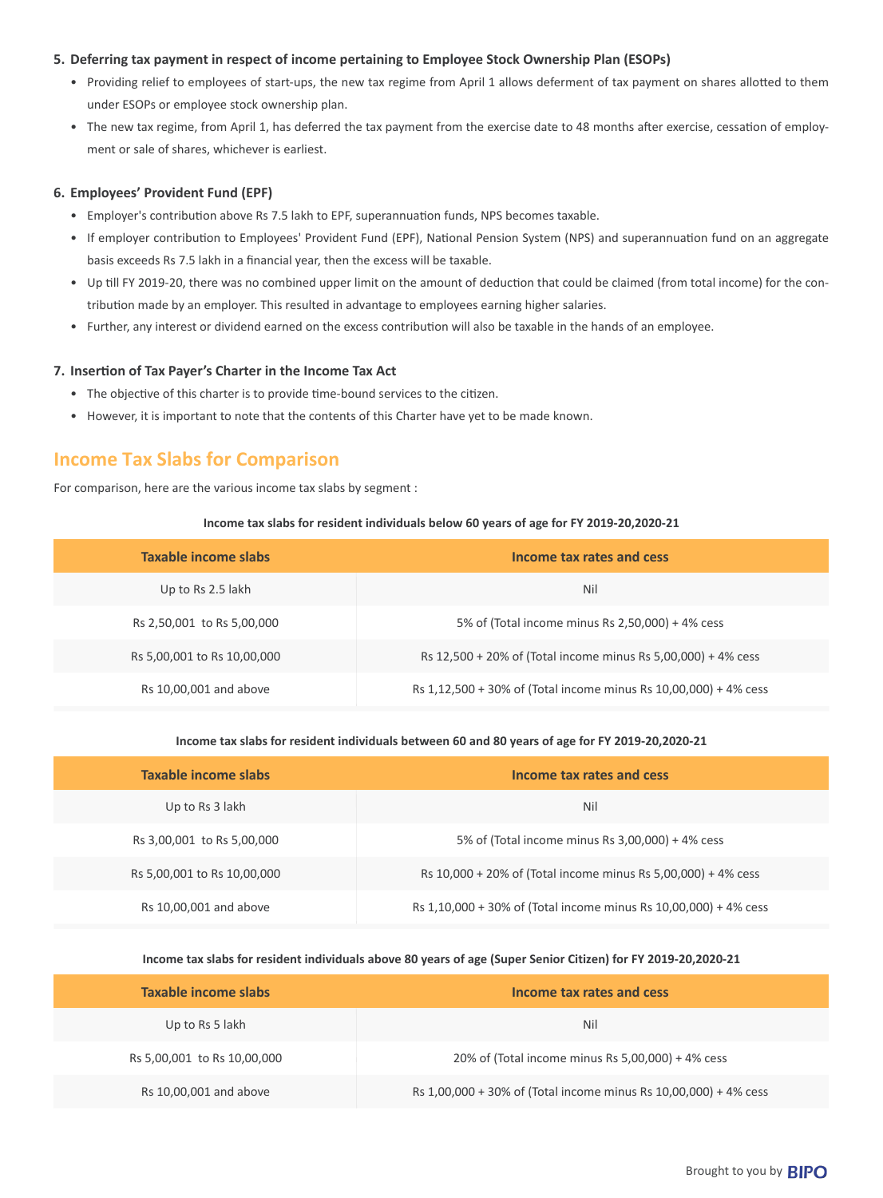**5. Deferring tax payment in respect of income pertaining to Employee Stock Ownership Plan (ESOPs)**

- Providing relief to employees of start-ups, the new tax regime from April 1 allows deferment of tax payment on shares allotted to them under ESOPs or employee stock ownership plan.
- The new tax regime, from April 1, has deferred the tax payment from the exercise date to 48 months after exercise, cessation of employment or sale of shares, whichever is earliest.

**6. Employees' Provident Fund (EPF)**

- Employer's contribution above Rs 7.5 lakh to EPF, superannuation funds, NPS becomes taxable.
- If employer contribution to Employees' Provident Fund (EPF), National Pension System (NPS) and superannuation fund on an aggregate basis exceeds Rs 7.5 lakh in a financial year, then the excess will be taxable.
- Up till FY 2019-20, there was no combined upper limit on the amount of deduction that could be claimed (from total income) for the contribution made by an employer. This resulted in advantage to employees earning higher salaries.
- Further, any interest or dividend earned on the excess contribution will also be taxable in the hands of an employee.

**7. Insertion of Tax Payer's Charter in the Income Tax Act**

- The objective of this charter is to provide time-bound services to the citizen.
- However, it is important to note that the contents of this Charter have yet to be made known.

## Income Tax Slabs for Comparison

For comparison, here are the various income tax slabs by segment :

**Income tax slabs for resident individuals below 60 years of age for FY 2019-20,2020-21**

| Taxable income slabs | Income tax rates and cess |
|---|---|
| Up to Rs 2.5 lakh | Nil |
| Rs 2,50,001 to Rs 5,00,000 | 5% of (Total income minus Rs 2,50,000) + 4% cess |
| Rs 5,00,001 to Rs 10,00,000 | Rs 12,500 + 20% of (Total income minus Rs 5,00,000) + 4% cess |
| Rs 10,00,001 and above | Rs 1,12,500 + 30% of (Total income minus Rs 10,00,000) + 4% cess |

**Income tax slabs for resident individuals between 60 and 80 years of age for FY 2019-20,2020-21**

| Taxable income slabs | Income tax rates and cess |
|---|---|
| Up to Rs 3 lakh | Nil |
| Rs 3,00,001 to Rs 5,00,000 | 5% of (Total income minus Rs 3,00,000) + 4% cess |
| Rs 5,00,001 to Rs 10,00,000 | Rs 10,000 + 20% of (Total income minus Rs 5,00,000) + 4% cess |
| Rs 10,00,001 and above | Rs 1,10,000 + 30% of (Total income minus Rs 10,00,000) + 4% cess |

**Income tax slabs for resident individuals above 80 years of age (Super Senior Citizen) for FY 2019-20,2020-21**

| Taxable income slabs | Income tax rates and cess |
|---|---|
| Up to Rs 5 lakh | Nil |
| Rs 5,00,001 to Rs 10,00,000 | 20% of (Total income minus Rs 5,00,000) + 4% cess |
| Rs 10,00,001 and above | Rs 1,00,000 + 30% of (Total income minus Rs 10,00,000) + 4% cess |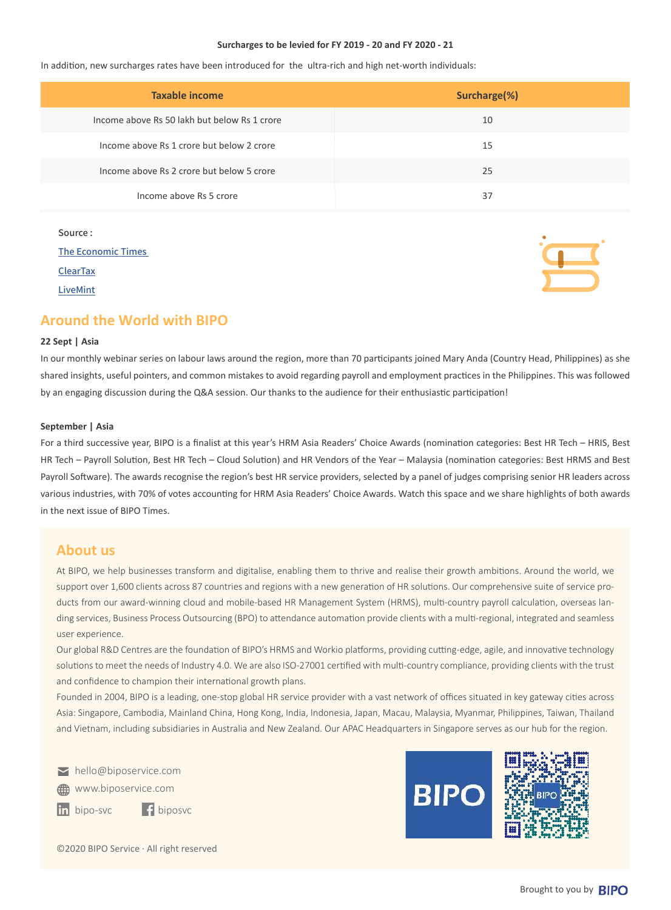**Surcharges to be levied for FY 2019 - 20 and FY 2020 - 21**

In addition, new surcharges rates have been introduced for the ultra-rich and high net-worth individuals:

| Taxable income | Surcharge(%) |
|---|---|
| Income above Rs 50 lakh but below Rs 1 crore | 10 |
| Income above Rs 1 crore but below 2 crore | 15 |
| Income above Rs 2 crore but below 5 crore | 25 |
| Income above Rs 5 crore | 37 |

Source :

The Economic Times

ClearTax

LiveMint

## Around the World with BIPO

**22 Sept | Asia**

In our monthly webinar series on labour laws around the region, more than 70 participants joined Mary Anda (Country Head, Philippines) as she shared insights, useful pointers, and common mistakes to avoid regarding payroll and employment practices in the Philippines. This was followed by an engaging discussion during the Q&A session. Our thanks to the audience for their enthusiastic participation!

**September | Asia**

For a third successive year, BIPO is a finalist at this year's HRM Asia Readers' Choice Awards (nomination categories: Best HR Tech – HRIS, Best HR Tech – Payroll Solution, Best HR Tech – Cloud Solution) and HR Vendors of the Year – Malaysia (nomination categories: Best HRMS and Best Payroll Software). The awards recognise the region's best HR service providers, selected by a panel of judges comprising senior HR leaders across various industries, with 70% of votes accounting for HRM Asia Readers' Choice Awards. Watch this space and we share highlights of both awards in the next issue of BIPO Times.

## About us

At BIPO, we help businesses transform and digitalise, enabling them to thrive and realise their growth ambitions. Around the world, we support over 1,600 clients across 87 countries and regions with a new generation of HR solutions. Our comprehensive suite of service products from our award-winning cloud and mobile-based HR Management System (HRMS), multi-country payroll calculation, overseas landing services, Business Process Outsourcing (BPO) to attendance automation provide clients with a multi-regional, integrated and seamless user experience.

Our global R&D Centres are the foundation of BIPO's HRMS and Workio platforms, providing cutting-edge, agile, and innovative technology solutions to meet the needs of Industry 4.0. We are also ISO-27001 certified with multi-country compliance, providing clients with the trust and confidence to champion their international growth plans.

Founded in 2004, BIPO is a leading, one-stop global HR service provider with a vast network of offices situated in key gateway cities across Asia: Singapore, Cambodia, Mainland China, Hong Kong, India, Indonesia, Japan, Macau, Malaysia, Myanmar, Philippines, Taiwan, Thailand and Vietnam, including subsidiaries in Australia and New Zealand. Our APAC Headquarters in Singapore serves as our hub for the region.

hello@biposervice.com

www.biposervice.com

bipo-svc

biposvc

©2020 BIPO Service · All right reserved